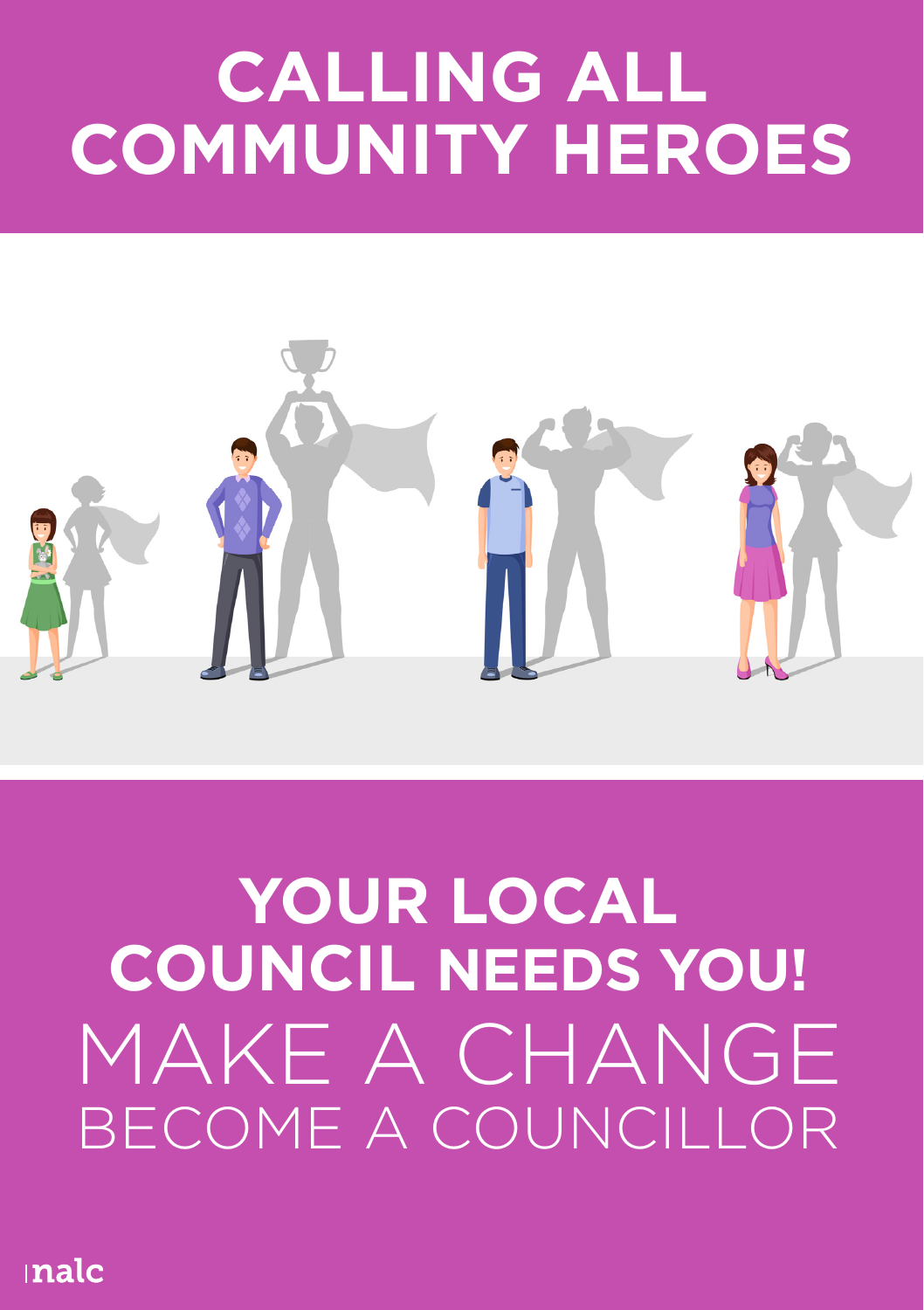# CALLING ALL COMMUNITY HEROES

## YOUR LOCAL COUNCIL NEEDS YOU!

MAKE A CHANGE

BECOME A COUNCILLOR

nalc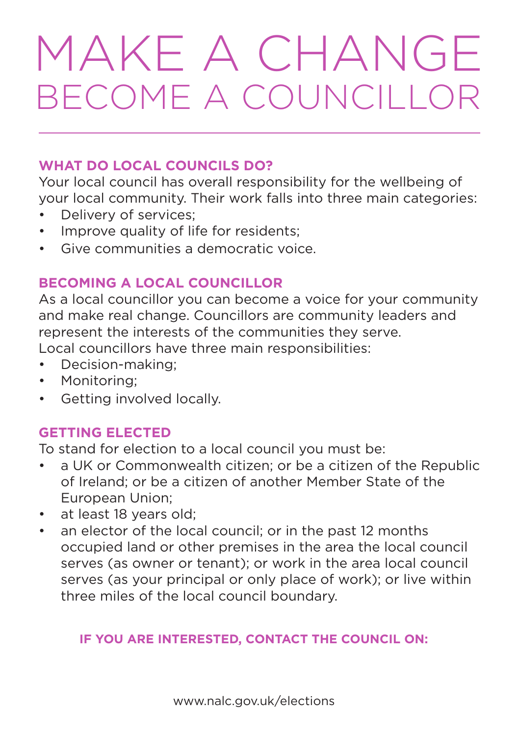# MAKE A CHANGE
## BECOME A COUNCILLOR

---

### WHAT DO LOCAL COUNCILS DO?

Your local council has overall responsibility for the wellbeing of your local community. Their work falls into three main categories:

- Delivery of services;
- Improve quality of life for residents;
- Give communities a democratic voice.

### BECOMING A LOCAL COUNCILLOR

As a local councillor you can become a voice for your community and make real change. Councillors are community leaders and represent the interests of the communities they serve.
Local councillors have three main responsibilities:

- Decision-making;
- Monitoring;
- Getting involved locally.

### GETTING ELECTED

To stand for election to a local council you must be:

- a UK or Commonwealth citizen; or be a citizen of the Republic of Ireland; or be a citizen of another Member State of the European Union;
- at least 18 years old;
- an elector of the local council; or in the past 12 months occupied land or other premises in the area the local council serves (as owner or tenant); or work in the area local council serves (as your principal or only place of work); or live within three miles of the local council boundary.

**IF YOU ARE INTERESTED, CONTACT THE COUNCIL ON:**

www.nalc.gov.uk/elections